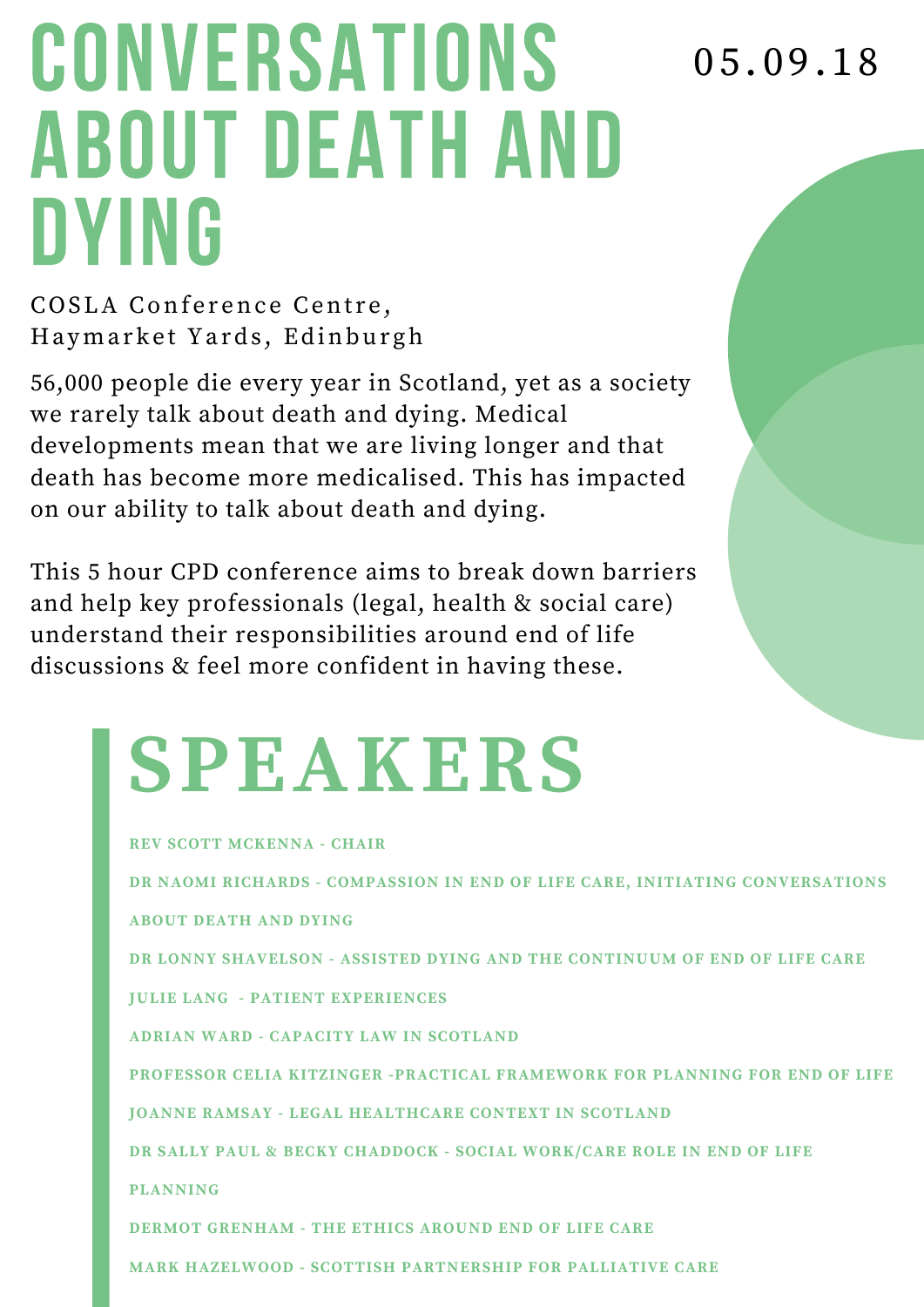# CONVERSATIONS ABOUT DEATH AND DYING

05.09.18

COSLA Conference Centre,
Haymarket Yards, Edinburgh

56,000 people die every year in Scotland, yet as a society we rarely talk about death and dying. Medical developments mean that we are living longer and that death has become more medicalised. This has impacted on our ability to talk about death and dying.

This 5 hour CPD conference aims to break down barriers and help key professionals (legal, health & social care) understand their responsibilities around end of life discussions & feel more confident in having these.

## SPEAKERS

**REV SCOTT MCKENNA - CHAIR**

**DR NAOMI RICHARDS - COMPASSION IN END OF LIFE CARE, INITIATING CONVERSATIONS ABOUT DEATH AND DYING**

**DR LONNY SHAVELSON - ASSISTED DYING AND THE CONTINUUM OF END OF LIFE CARE**

**JULIE LANG - PATIENT EXPERIENCES**

**ADRIAN WARD - CAPACITY LAW IN SCOTLAND**

**PROFESSOR CELIA KITZINGER -PRACTICAL FRAMEWORK FOR PLANNING FOR END OF LIFE**

**JOANNE RAMSAY - LEGAL HEALTHCARE CONTEXT IN SCOTLAND**

**DR SALLY PAUL & BECKY CHADDOCK - SOCIAL WORK/CARE ROLE IN END OF LIFE PLANNING**

**DERMOT GRENHAM - THE ETHICS AROUND END OF LIFE CARE**

**MARK HAZELWOOD - SCOTTISH PARTNERSHIP FOR PALLIATIVE CARE**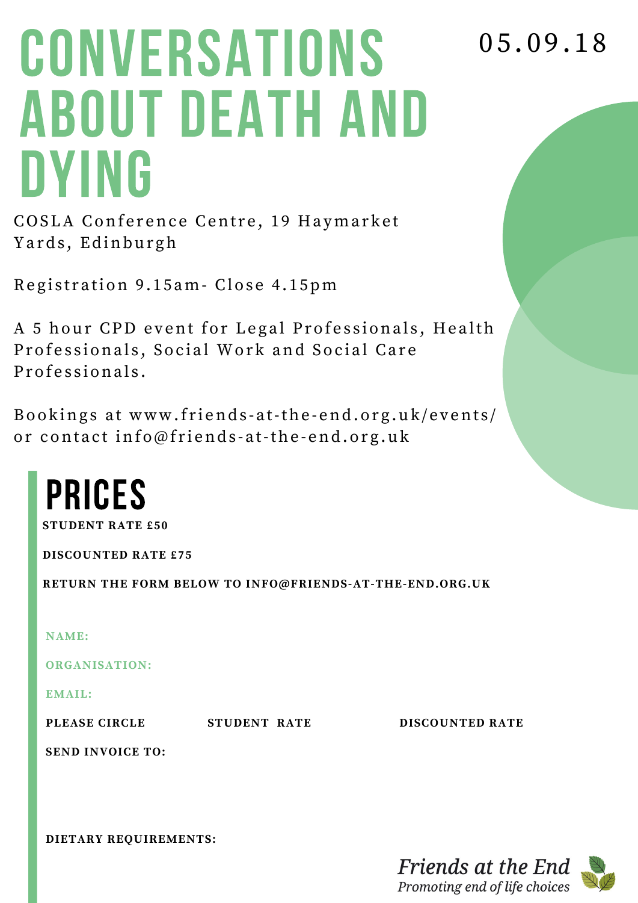# CONVERSATIONS ABOUT DEATH AND DYING

05.09.18

COSLA Conference Centre, 19 Haymarket Yards, Edinburgh

Registration 9.15am- Close 4.15pm

A 5 hour CPD event for Legal Professionals, Health Professionals, Social Work and Social Care Professionals.

Bookings at www.friends-at-the-end.org.uk/events/ or contact info@friends-at-the-end.org.uk

## PRICES

**STUDENT RATE £50**

**DISCOUNTED RATE £75**

**RETURN THE FORM BELOW TO INFO@FRIENDS-AT-THE-END.ORG.UK**

**NAME:**

**ORGANISATION:**

**EMAIL:**

**PLEASE CIRCLE** **STUDENT RATE** **DISCOUNTED RATE**

**SEND INVOICE TO:**

**DIETARY REQUIREMENTS:**

*Friends at the End*
*Promoting end of life choices*